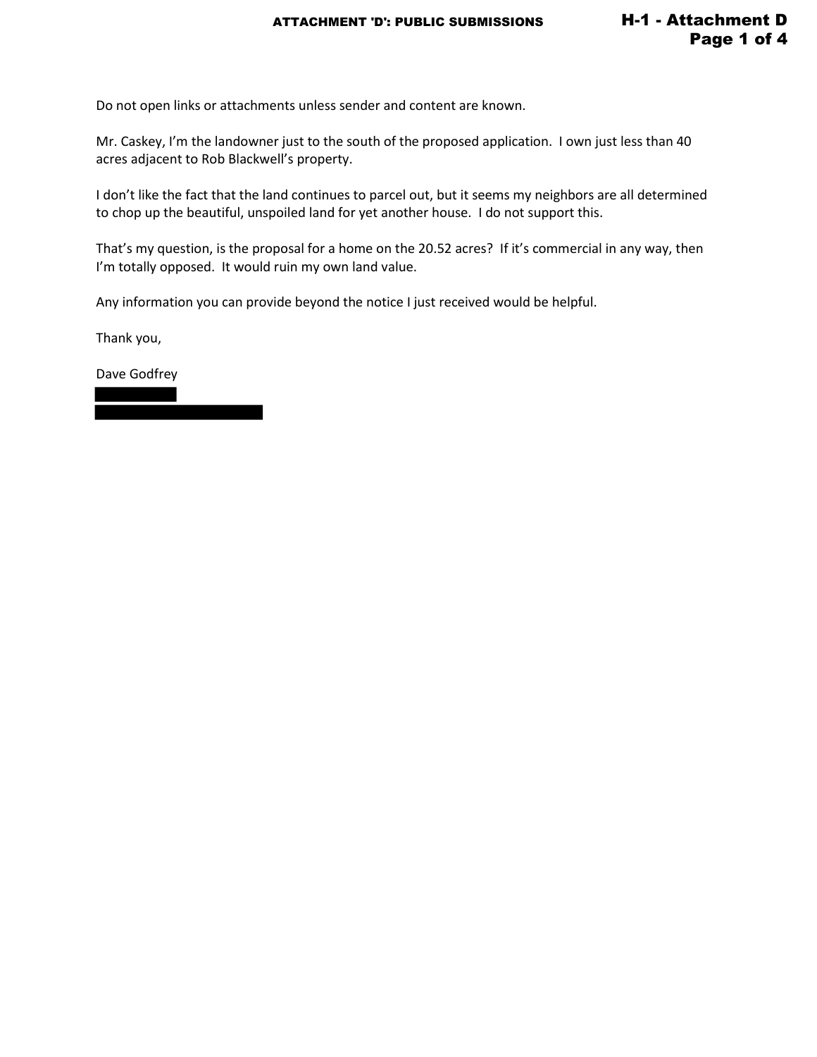Do not open links or attachments unless sender and content are known.

Mr. Caskey, I'm the landowner just to the south of the proposed application. I own just less than 40 acres adjacent to Rob Blackwell's property.

I don't like the fact that the land continues to parcel out, but it seems my neighbors are all determined to chop up the beautiful, unspoiled land for yet another house. I do not support this.

That's my question, is the proposal for a home on the 20.52 acres? If it's commercial in any way, then I'm totally opposed. It would ruin my own land value.

Any information you can provide beyond the notice I just received would be helpful.

Thank you,

Dave Godfrey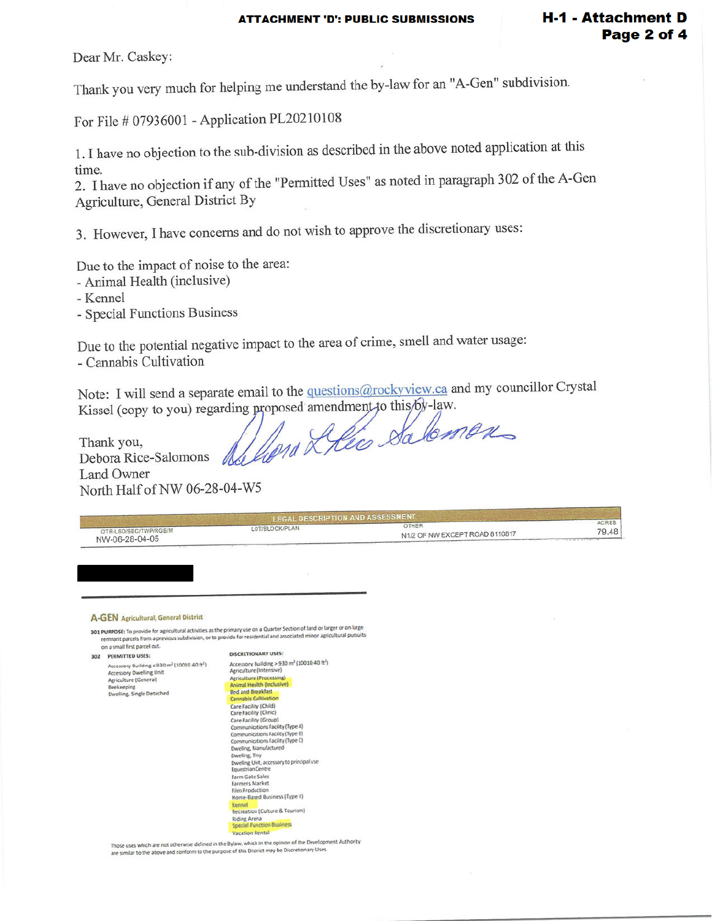Dear Mr. Caskey:

Thank you very much for helping me understand the by-law for an "A-Gen" subdivision.

For File # 07936001 - Application PL20210108

1. I have no objection to the sub-division as described in the above noted application at this time.
2. I have no objection if any of the "Permitted Uses" as noted in paragraph 302 of the A-Gen Agriculture, General District By

3. However, I have concerns and do not wish to approve the discretionary uses:

Due to the impact of noise to the area:
- Animal Health (inclusive)
- Kennel
- Special Functions Business

Due to the potential negative impact to the area of crime, smell and water usage:
- Cannabis Cultivation

Note: I will send a separate email to the questions@rockyview.ca and my councillor Crystal Kissel (copy to you) regarding proposed amendment to this by-law.

Thank you,
Debora Rice-Salomons
Land Owner
North Half of NW 06-28-04-W5

| LEGAL DESCRIPTION AND ASSESSMENT | | | |
|---|---|---|---|
| QTR-LSD/SEC/TWP/RGE/M | LOT/BLOCK/PLAN | OTHER | ACRES |
| NW-06-28-04-05 | | N1/2 OF NW EXCEPT ROAD 8110817 | 79.48 |

## A-GEN Agricultural, General District

**301 PURPOSE:** To provide for agricultural activities as the primary use on a Quarter Section of land or larger or on large remnant parcels from a previous subdivision, or to provide for residential and associated minor agricultural pursuits on a small first parcel out.

**302 PERMITTED USES:**

Accessory Building ≤930 m² (10010.40 ft²)
Accessory Dwelling Unit
Agriculture (General)
Beekeeping
Dwelling, Single Detached

**DISCRETIONARY USES:**

Accessory Building >930 m² (10010.40 ft²)
Agriculture (Intensive)
Agriculture (Processing)
Animal Health (Inclusive)
Bed and Breakfast
Cannabis Cultivation
Care Facility (Child)
Care Facility (Clinic)
Care Facility (Group)
Communications Facility (Type A)
Communications Facility (Type B)
Communications Facility (Type C)
Dwelling, Manufactured
Dwelling, Tiny
Dwelling Unit, accessory to principal use
Equestrian Centre
Farm Gate Sales
Farmers Market
Film Production
Home-Based Business (Type II)
Kennel
Recreation (Culture & Tourism)
Riding Arena
Special Function Business
Vacation Rental

Those uses which are not otherwise defined in the Bylaw, which in the opinion of the Development Authority are similar to the above and conform to the purpose of this District may be Discretionary Uses.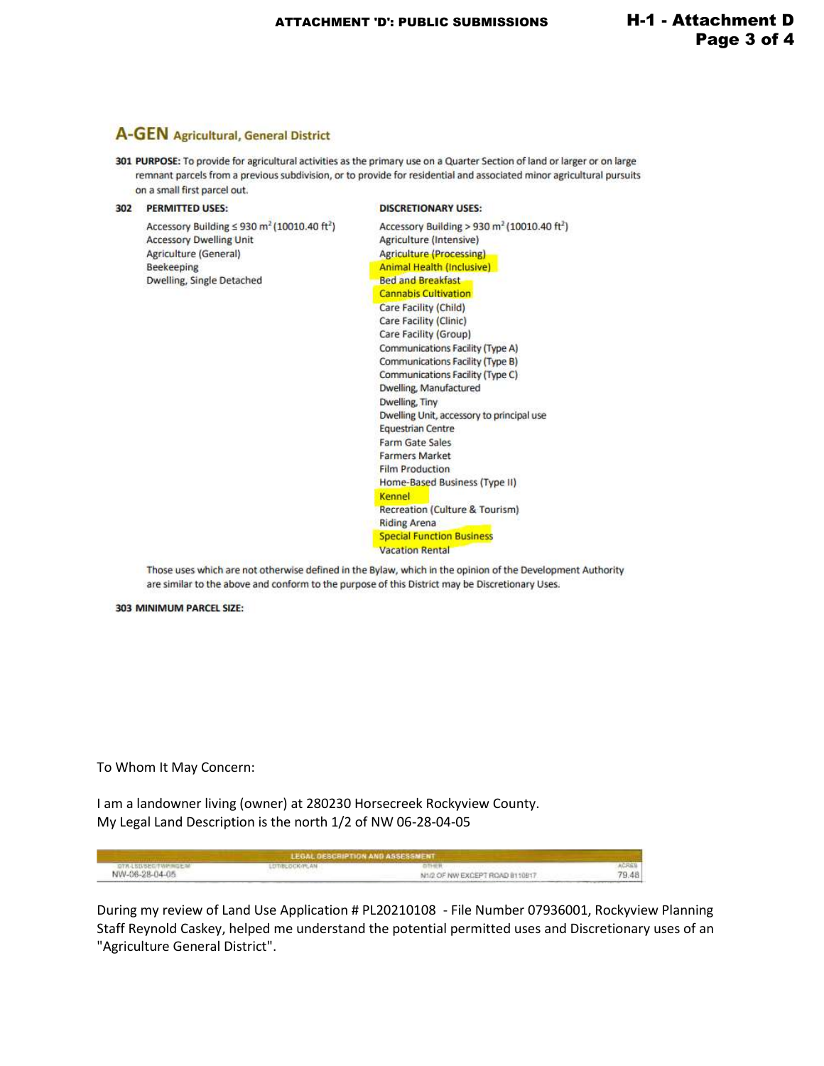## A-GEN Agricultural, General District

**301 PURPOSE:** To provide for agricultural activities as the primary use on a Quarter Section of land or larger or on large remnant parcels from a previous subdivision, or to provide for residential and associated minor agricultural pursuits on a small first parcel out.

| 302 PERMITTED USES: | DISCRETIONARY USES: |
|---|---|
| Accessory Building ≤ 930 $m^2$ (10010.40 $ft^2$) | Accessory Building > 930 $m^2$ (10010.40 $ft^2$) |
| Accessory Dwelling Unit | Agriculture (Intensive) |
| Agriculture (General) | Agriculture (Processing) |
| Beekeeping | Animal Health (Inclusive) |
| Dwelling, Single Detached | Bed and Breakfast |
| | Cannabis Cultivation |
| | Care Facility (Child) |
| | Care Facility (Clinic) |
| | Care Facility (Group) |
| | Communications Facility (Type A) |
| | Communications Facility (Type B) |
| | Communications Facility (Type C) |
| | Dwelling, Manufactured |
| | Dwelling, Tiny |
| | Dwelling Unit, accessory to principal use |
| | Equestrian Centre |
| | Farm Gate Sales |
| | Farmers Market |
| | Film Production |
| | Home-Based Business (Type II) |
| | Kennel |
| | Recreation (Culture & Tourism) |
| | Riding Arena |
| | Special Function Business |
| | Vacation Rental |

Those uses which are not otherwise defined in the Bylaw, which in the opinion of the Development Authority are similar to the above and conform to the purpose of this District may be Discretionary Uses.

**303 MINIMUM PARCEL SIZE:**

To Whom It May Concern:

I am a landowner living (owner) at 280230 Horsecreek Rockyview County.
My Legal Land Description is the north 1/2 of NW 06-28-04-05

| LEGAL DESCRIPTION AND ASSESSMENT | | | |
|---|---|---|---|
| QTR-LSD/SEC/TWP/RGE/M | LOT/BLOCK/PLAN | OTHER | ACRES |
| NW-06-28-04-05 | | N1/2 OF NW EXCEPT ROAD 8110817 | 79.48 |

During my review of Land Use Application # PL20210108 - File Number 07936001, Rockyview Planning Staff Reynold Caskey, helped me understand the potential permitted uses and Discretionary uses of an "Agriculture General District".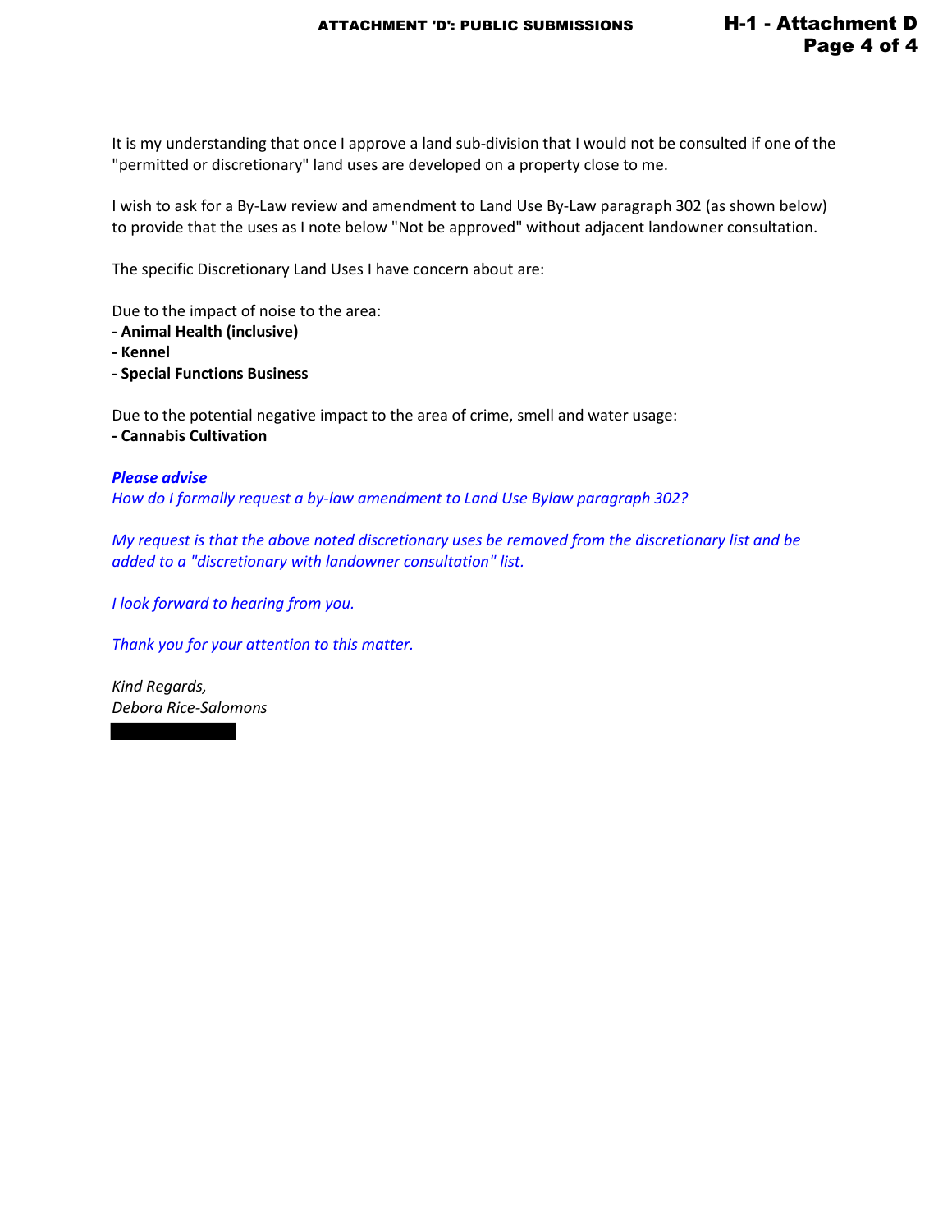It is my understanding that once I approve a land sub-division that I would not be consulted if one of the "permitted or discretionary" land uses are developed on a property close to me.

I wish to ask for a By-Law review and amendment to Land Use By-Law paragraph 302 (as shown below) to provide that the uses as I note below "Not be approved" without adjacent landowner consultation.

The specific Discretionary Land Uses I have concern about are:

Due to the impact of noise to the area:
- **Animal Health (inclusive)**
- **Kennel**
- **Special Functions Business**

Due to the potential negative impact to the area of crime, smell and water usage:
- **Cannabis Cultivation**

***Please advise***
*How do I formally request a by-law amendment to Land Use Bylaw paragraph 302?*

*My request is that the above noted discretionary uses be removed from the discretionary list and be added to a "discretionary with landowner consultation" list.*

*I look forward to hearing from you.*

*Thank you for your attention to this matter.*

*Kind Regards,*
*Debora Rice-Salomons*